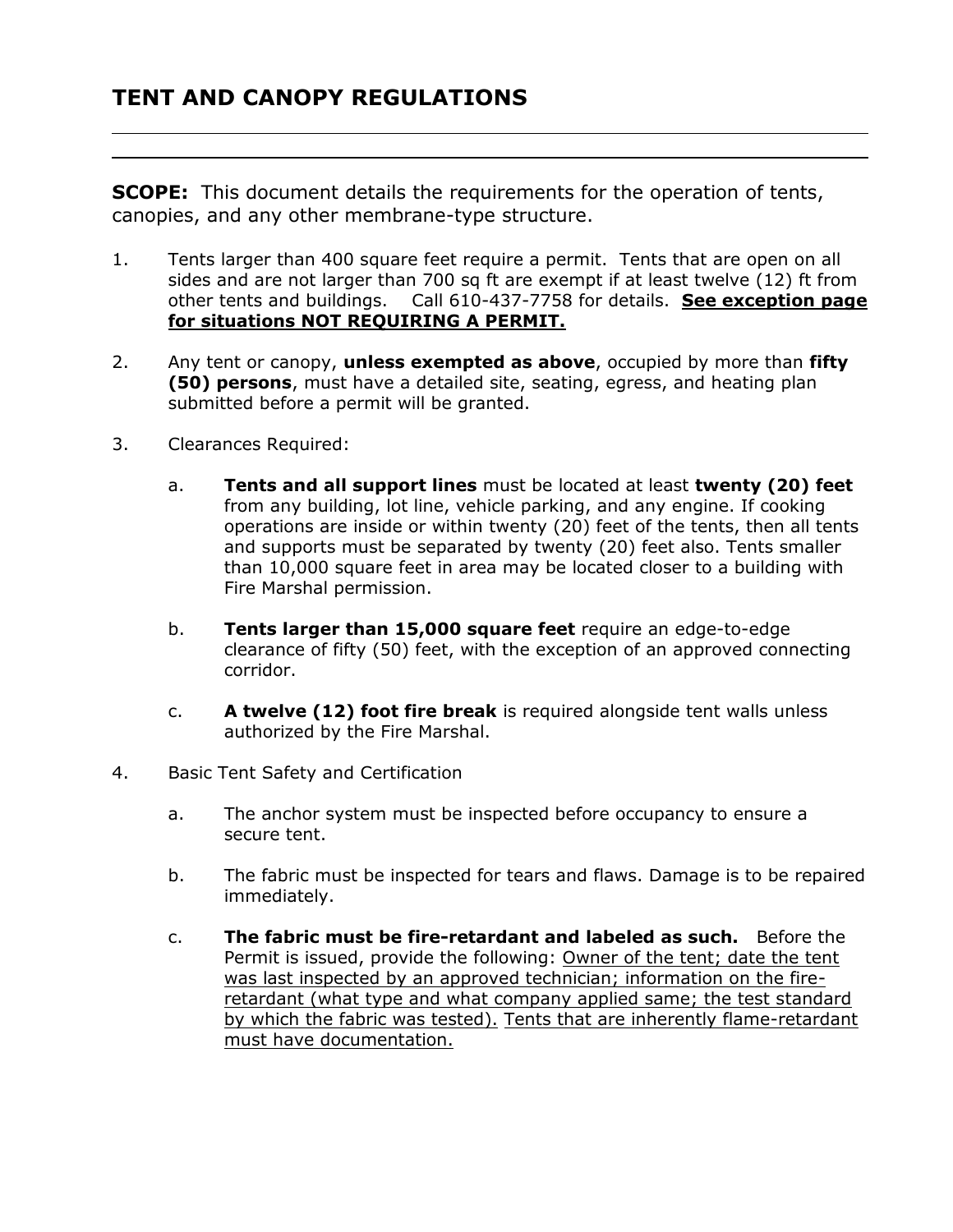# TENT AND CANOPY REGULATIONS

**SCOPE:** This document details the requirements for the operation of tents, canopies, and any other membrane-type structure.

1. Tents larger than 400 square feet require a permit. Tents that are open on all sides and are not larger than 700 sq ft are exempt if at least twelve (12) ft from other tents and buildings. Call 610-437-7758 for details. <u>**See exception page for situations NOT REQUIRING A PERMIT.**</u>

2. Any tent or canopy, **unless exempted as above**, occupied by more than **fifty (50) persons**, must have a detailed site, seating, egress, and heating plan submitted before a permit will be granted.

3. Clearances Required:

   a. **Tents and all support lines** must be located at least **twenty (20) feet** from any building, lot line, vehicle parking, and any engine. If cooking operations are inside or within twenty (20) feet of the tents, then all tents and supports must be separated by twenty (20) feet also. Tents smaller than 10,000 square feet in area may be located closer to a building with Fire Marshal permission.

   b. **Tents larger than 15,000 square feet** require an edge-to-edge clearance of fifty (50) feet, with the exception of an approved connecting corridor.

   c. **A twelve (12) foot fire break** is required alongside tent walls unless authorized by the Fire Marshal.

4. Basic Tent Safety and Certification

   a. The anchor system must be inspected before occupancy to ensure a secure tent.

   b. The fabric must be inspected for tears and flaws. Damage is to be repaired immediately.

   c. **The fabric must be fire-retardant and labeled as such.** Before the Permit is issued, provide the following: <u>Owner of the tent; date the tent was last inspected by an approved technician; information on the fire-retardant (what type and what company applied same; the test standard by which the fabric was tested).</u> <u>Tents that are inherently flame-retardant must have documentation.</u>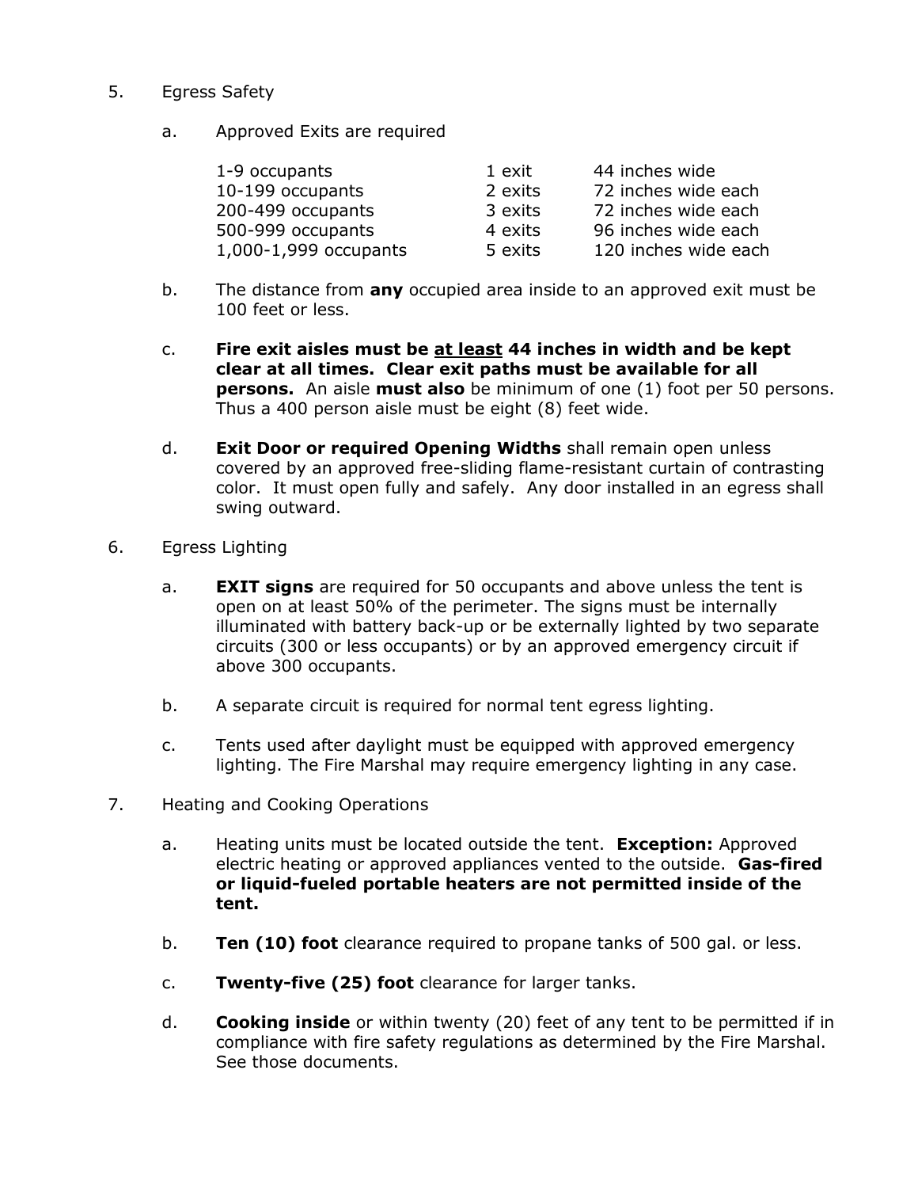5. Egress Safety

   a. Approved Exits are required

| | | |
|---|---|---|
| 1-9 occupants | 1 exit | 44 inches wide |
| 10-199 occupants | 2 exits | 72 inches wide each |
| 200-499 occupants | 3 exits | 72 inches wide each |
| 500-999 occupants | 4 exits | 96 inches wide each |
| 1,000-1,999 occupants | 5 exits | 120 inches wide each |

   b. The distance from **any** occupied area inside to an approved exit must be 100 feet or less.

   c. **Fire exit aisles must be <u>at least</u> 44 inches in width and be kept clear at all times. Clear exit paths must be available for all persons.** An aisle **must also** be minimum of one (1) foot per 50 persons. Thus a 400 person aisle must be eight (8) feet wide.

   d. **Exit Door or required Opening Widths** shall remain open unless covered by an approved free-sliding flame-resistant curtain of contrasting color. It must open fully and safely. Any door installed in an egress shall swing outward.

6. Egress Lighting

   a. **EXIT signs** are required for 50 occupants and above unless the tent is open on at least 50% of the perimeter. The signs must be internally illuminated with battery back-up or be externally lighted by two separate circuits (300 or less occupants) or by an approved emergency circuit if above 300 occupants.

   b. A separate circuit is required for normal tent egress lighting.

   c. Tents used after daylight must be equipped with approved emergency lighting. The Fire Marshal may require emergency lighting in any case.

7. Heating and Cooking Operations

   a. Heating units must be located outside the tent. **Exception:** Approved electric heating or approved appliances vented to the outside. **Gas-fired or liquid-fueled portable heaters are not permitted inside of the tent.**

   b. **Ten (10) foot** clearance required to propane tanks of 500 gal. or less.

   c. **Twenty-five (25) foot** clearance for larger tanks.

   d. **Cooking inside** or within twenty (20) feet of any tent to be permitted if in compliance with fire safety regulations as determined by the Fire Marshal. See those documents.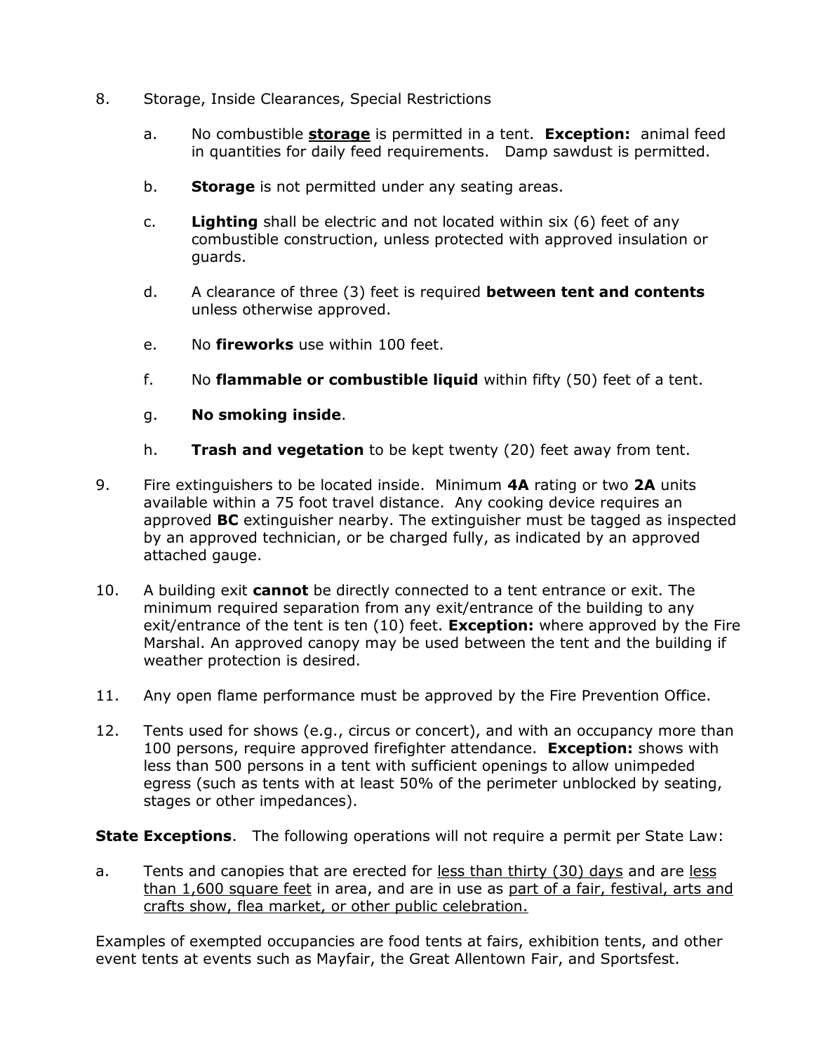8. Storage, Inside Clearances, Special Restrictions

   a. No combustible **<u>storage</u>** is permitted in a tent. **Exception:** animal feed in quantities for daily feed requirements. Damp sawdust is permitted.

   b. **Storage** is not permitted under any seating areas.

   c. **Lighting** shall be electric and not located within six (6) feet of any combustible construction, unless protected with approved insulation or guards.

   d. A clearance of three (3) feet is required **between tent and contents** unless otherwise approved.

   e. No **fireworks** use within 100 feet.

   f. No **flammable or combustible liquid** within fifty (50) feet of a tent.

   g. **No smoking inside**.

   h. **Trash and vegetation** to be kept twenty (20) feet away from tent.

9. Fire extinguishers to be located inside. Minimum **4A** rating or two **2A** units available within a 75 foot travel distance. Any cooking device requires an approved **BC** extinguisher nearby. The extinguisher must be tagged as inspected by an approved technician, or be charged fully, as indicated by an approved attached gauge.

10. A building exit **cannot** be directly connected to a tent entrance or exit. The minimum required separation from any exit/entrance of the building to any exit/entrance of the tent is ten (10) feet. **Exception:** where approved by the Fire Marshal. An approved canopy may be used between the tent and the building if weather protection is desired.

11. Any open flame performance must be approved by the Fire Prevention Office.

12. Tents used for shows (e.g., circus or concert), and with an occupancy more than 100 persons, require approved firefighter attendance. **Exception:** shows with less than 500 persons in a tent with sufficient openings to allow unimpeded egress (such as tents with at least 50% of the perimeter unblocked by seating, stages or other impedances).

**State Exceptions**. The following operations will not require a permit per State Law:

a. Tents and canopies that are erected for <u>less than thirty (30) days</u> and are <u>less than 1,600 square feet</u> in area, and are in use as <u>part of a fair, festival, arts and crafts show, flea market, or other public celebration.</u>

Examples of exempted occupancies are food tents at fairs, exhibition tents, and other event tents at events such as Mayfair, the Great Allentown Fair, and Sportsfest.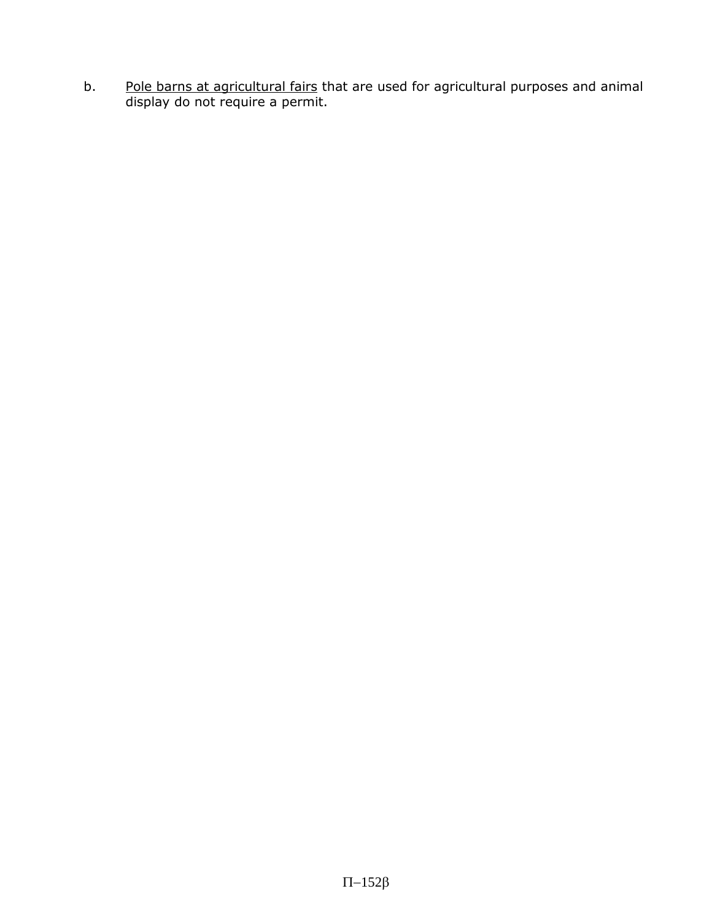b. <u>Pole barns at agricultural fairs</u> that are used for agricultural purposes and animal display do not require a permit.